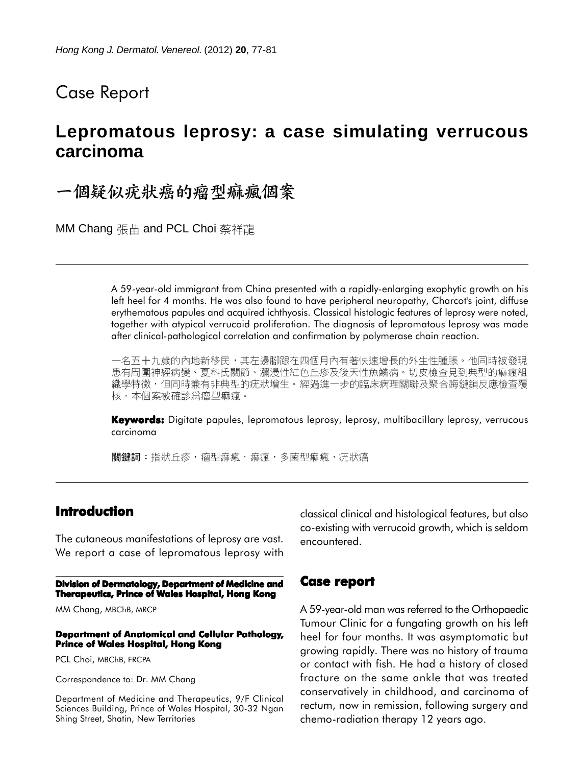## Case Report

# Lepromatous leprosy: a case simulating verrucous carcinoma

# 一個疑似疣狀癌的瘤型痲瘋個案

MM Chang 張苗 and PCL Choi 蔡祥龍

A 59-year-old immigrant from China presented with a rapidly-enlarging exophytic growth on his left heel for 4 months. He was also found to have peripheral neuropathy, Charcot's joint, diffuse erythematous papules and acquired ichthyosis. Classical histologic features of leprosy were noted, together with atypical verrucoid proliferation. The diagnosis of lepromatous leprosy was made after clinical-pathological correlation and confirmation by polymerase chain reaction.

一名五十九歲的內地新移民，其左邊腳跟在四個月內有著快速增長的外生性腫脹。他同時被發現患有周圍神經病變、夏科氏關節、瀰漫性紅色丘疹及後天性魚鱗病。切皮檢查見到典型的痲瘋組織學特徵，但同時兼有非典型的疣狀增生。經過進一步的臨床病理關聯及聚合酶鏈鎖反應檢查覆核，本個案被確診爲瘤型痲瘋。

**Keywords:** Digitate papules, lepromatous leprosy, leprosy, multibacillary leprosy, verrucous carcinoma

**關鍵詞：**指狀丘疹，瘤型痲瘋，痲瘋，多菌型痲瘋，疣狀癌

## Introduction

The cutaneous manifestations of leprosy are vast. We report a case of lepromatous leprosy with classical clinical and histological features, but also co-existing with verrucoid growth, which is seldom encountered.

## Case report

A 59-year-old man was referred to the Orthopaedic Tumour Clinic for a fungating growth on his left heel for four months. It was asymptomatic but growing rapidly. There was no history of trauma or contact with fish. He had a history of closed fracture on the same ankle that was treated conservatively in childhood, and carcinoma of rectum, now in remission, following surgery and chemo-radiation therapy 12 years ago.

**Division of Dermatology, Department of Medicine and Therapeutics, Prince of Wales Hospital, Hong Kong**

MM Chang, MBChB, MRCP

**Department of Anatomical and Cellular Pathology, Prince of Wales Hospital, Hong Kong**

PCL Choi, MBChB, FRCPA

Correspondence to: Dr. MM Chang

Department of Medicine and Therapeutics, 9/F Clinical Sciences Building, Prince of Wales Hospital, 30-32 Ngan Shing Street, Shatin, New Territories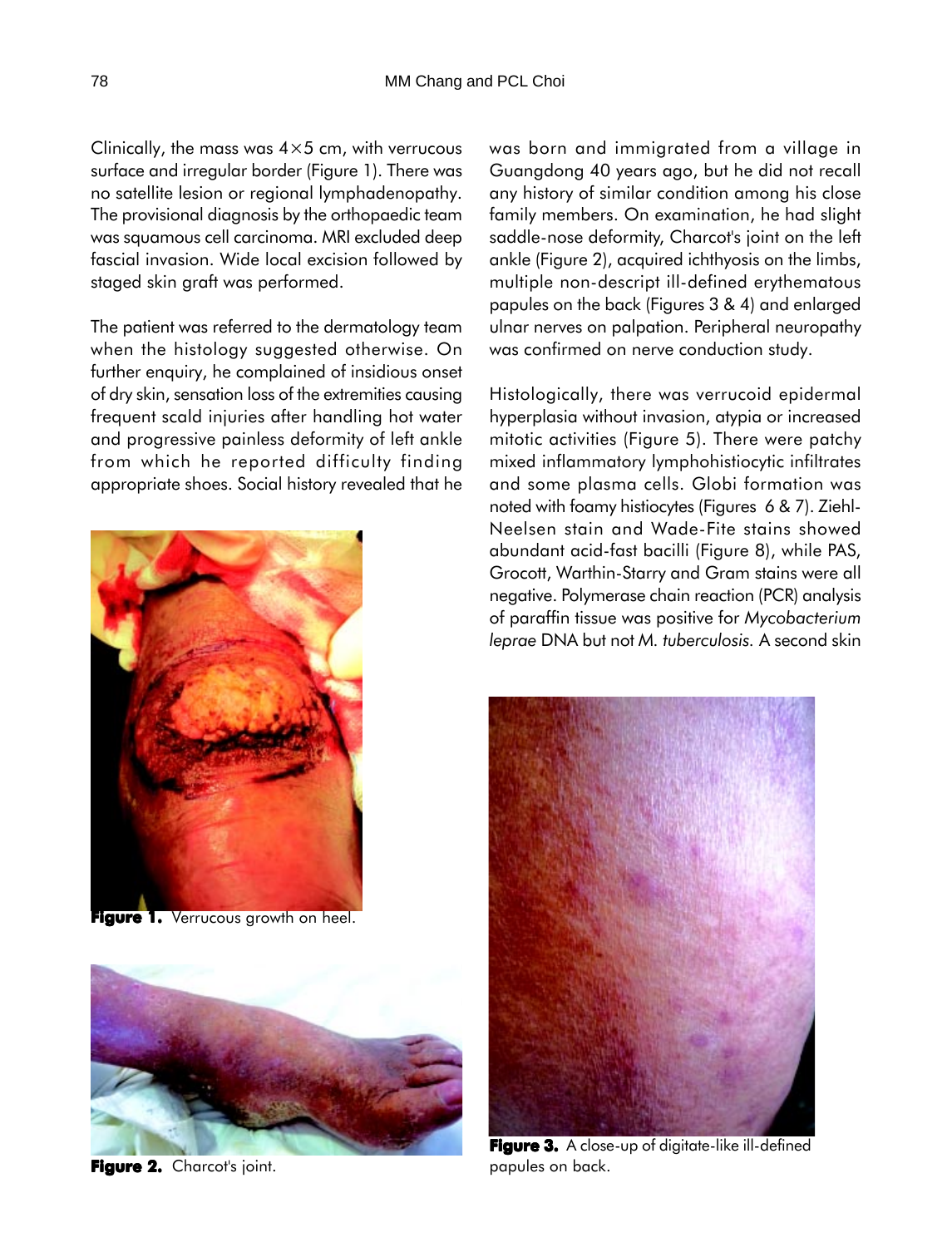Clinically, the mass was $4 \times 5$ cm, with verrucous surface and irregular border (Figure 1). There was no satellite lesion or regional lymphadenopathy. The provisional diagnosis by the orthopaedic team was squamous cell carcinoma. MRI excluded deep fascial invasion. Wide local excision followed by staged skin graft was performed.

The patient was referred to the dermatology team when the histology suggested otherwise. On further enquiry, he complained of insidious onset of dry skin, sensation loss of the extremities causing frequent scald injuries after handling hot water and progressive painless deformity of left ankle from which he reported difficulty finding appropriate shoes. Social history revealed that he was born and immigrated from a village in Guangdong 40 years ago, but he did not recall any history of similar condition among his close family members. On examination, he had slight saddle-nose deformity, Charcot's joint on the left ankle (Figure 2), acquired ichthyosis on the limbs, multiple non-descript ill-defined erythematous papules on the back (Figures 3 & 4) and enlarged ulnar nerves on palpation. Peripheral neuropathy was confirmed on nerve conduction study.

**Figure 1.** Verrucous growth on heel.

**Figure 2.** Charcot's joint.

Histologically, there was verrucoid epidermal hyperplasia without invasion, atypia or increased mitotic activities (Figure 5). There were patchy mixed inflammatory lymphohistiocytic infiltrates and some plasma cells. Globi formation was noted with foamy histiocytes (Figures 6 & 7). Ziehl-Neelsen stain and Wade-Fite stains showed abundant acid-fast bacilli (Figure 8), while PAS, Grocott, Warthin-Starry and Gram stains were all negative. Polymerase chain reaction (PCR) analysis of paraffin tissue was positive for *Mycobacterium leprae* DNA but not *M. tuberculosis.* A second skin

**Figure 3.** A close-up of digitate-like ill-defined papules on back.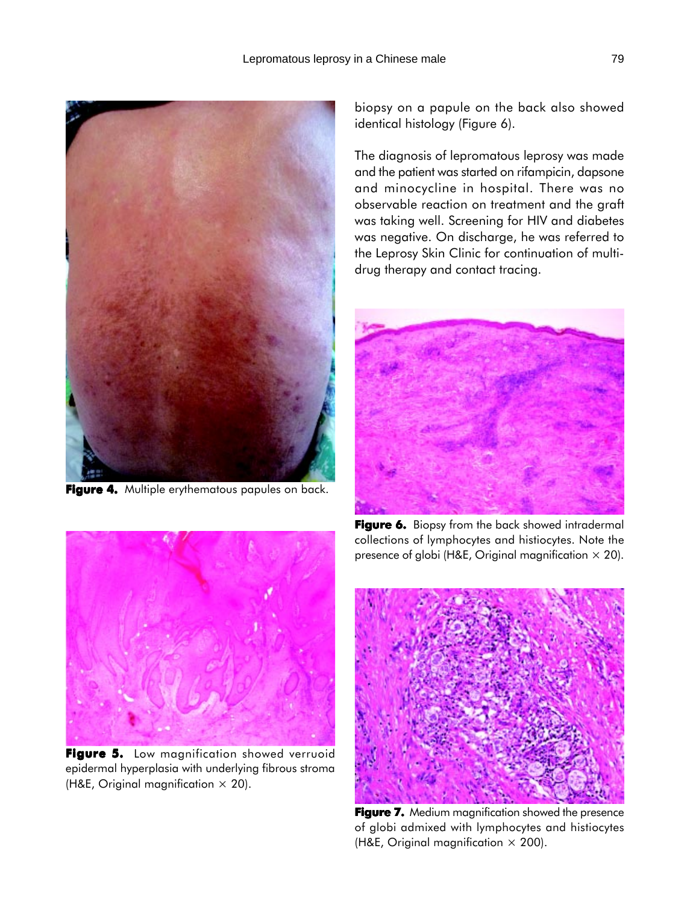**Figure 4.** Multiple erythematous papules on back.

**Figure 5.** Low magnification showed verruoid epidermal hyperplasia with underlying fibrous stroma (H&E, Original magnification × 20).

biopsy on a papule on the back also showed identical histology (Figure 6).

The diagnosis of lepromatous leprosy was made and the patient was started on rifampicin, dapsone and minocycline in hospital. There was no observable reaction on treatment and the graft was taking well. Screening for HIV and diabetes was negative. On discharge, he was referred to the Leprosy Skin Clinic for continuation of multi-drug therapy and contact tracing.

**Figure 6.** Biopsy from the back showed intradermal collections of lymphocytes and histiocytes. Note the presence of globi (H&E, Original magnification × 20).

**Figure 7.** Medium magnification showed the presence of globi admixed with lymphocytes and histiocytes (H&E, Original magnification × 200).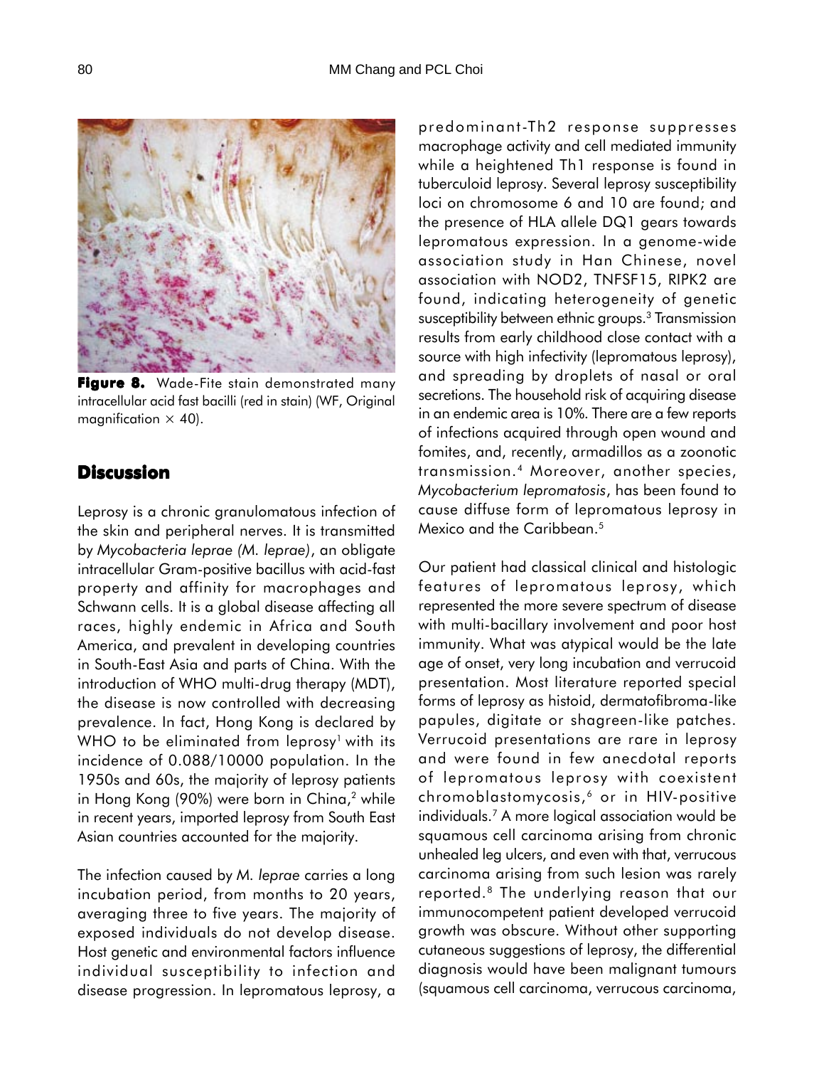**Figure 8.** Wade-Fite stain demonstrated many intracellular acid fast bacilli (red in stain) (WF, Original magnification × 40).

## Discussion

Leprosy is a chronic granulomatous infection of the skin and peripheral nerves. It is transmitted by *Mycobacteria leprae (M. leprae)*, an obligate intracellular Gram-positive bacillus with acid-fast property and affinity for macrophages and Schwann cells. It is a global disease affecting all races, highly endemic in Africa and South America, and prevalent in developing countries in South-East Asia and parts of China. With the introduction of WHO multi-drug therapy (MDT), the disease is now controlled with decreasing prevalence. In fact, Hong Kong is declared by WHO to be eliminated from leprosy[1] with its incidence of 0.088/10000 population. In the 1950s and 60s, the majority of leprosy patients in Hong Kong (90%) were born in China,[2] while in recent years, imported leprosy from South East Asian countries accounted for the majority.

The infection caused by *M. leprae* carries a long incubation period, from months to 20 years, averaging three to five years. The majority of exposed individuals do not develop disease. Host genetic and environmental factors influence individual susceptibility to infection and disease progression. In lepromatous leprosy, a predominant-Th2 response suppresses macrophage activity and cell mediated immunity while a heightened Th1 response is found in tuberculoid leprosy. Several leprosy susceptibility loci on chromosome 6 and 10 are found; and the presence of HLA allele DQ1 gears towards lepromatous expression. In a genome-wide association study in Han Chinese, novel association with NOD2, TNFSF15, RIPK2 are found, indicating heterogeneity of genetic susceptibility between ethnic groups.[3] Transmission results from early childhood close contact with a source with high infectivity (lepromatous leprosy), and spreading by droplets of nasal or oral secretions. The household risk of acquiring disease in an endemic area is 10%. There are a few reports of infections acquired through open wound and fomites, and, recently, armadillos as a zoonotic transmission.[4] Moreover, another species, *Mycobacterium lepromatosis*, has been found to cause diffuse form of lepromatous leprosy in Mexico and the Caribbean.[5]

Our patient had classical clinical and histologic features of lepromatous leprosy, which represented the more severe spectrum of disease with multi-bacillary involvement and poor host immunity. What was atypical would be the late age of onset, very long incubation and verrucoid presentation. Most literature reported special forms of leprosy as histoid, dermatofibroma-like papules, digitate or shagreen-like patches. Verrucoid presentations are rare in leprosy and were found in few anecdotal reports of lepromatous leprosy with coexistent chromoblastomycosis,[6] or in HIV-positive individuals.[7] A more logical association would be squamous cell carcinoma arising from chronic unhealed leg ulcers, and even with that, verrucous carcinoma arising from such lesion was rarely reported.[8] The underlying reason that our immunocompetent patient developed verrucoid growth was obscure. Without other supporting cutaneous suggestions of leprosy, the differential diagnosis would have been malignant tumours (squamous cell carcinoma, verrucous carcinoma,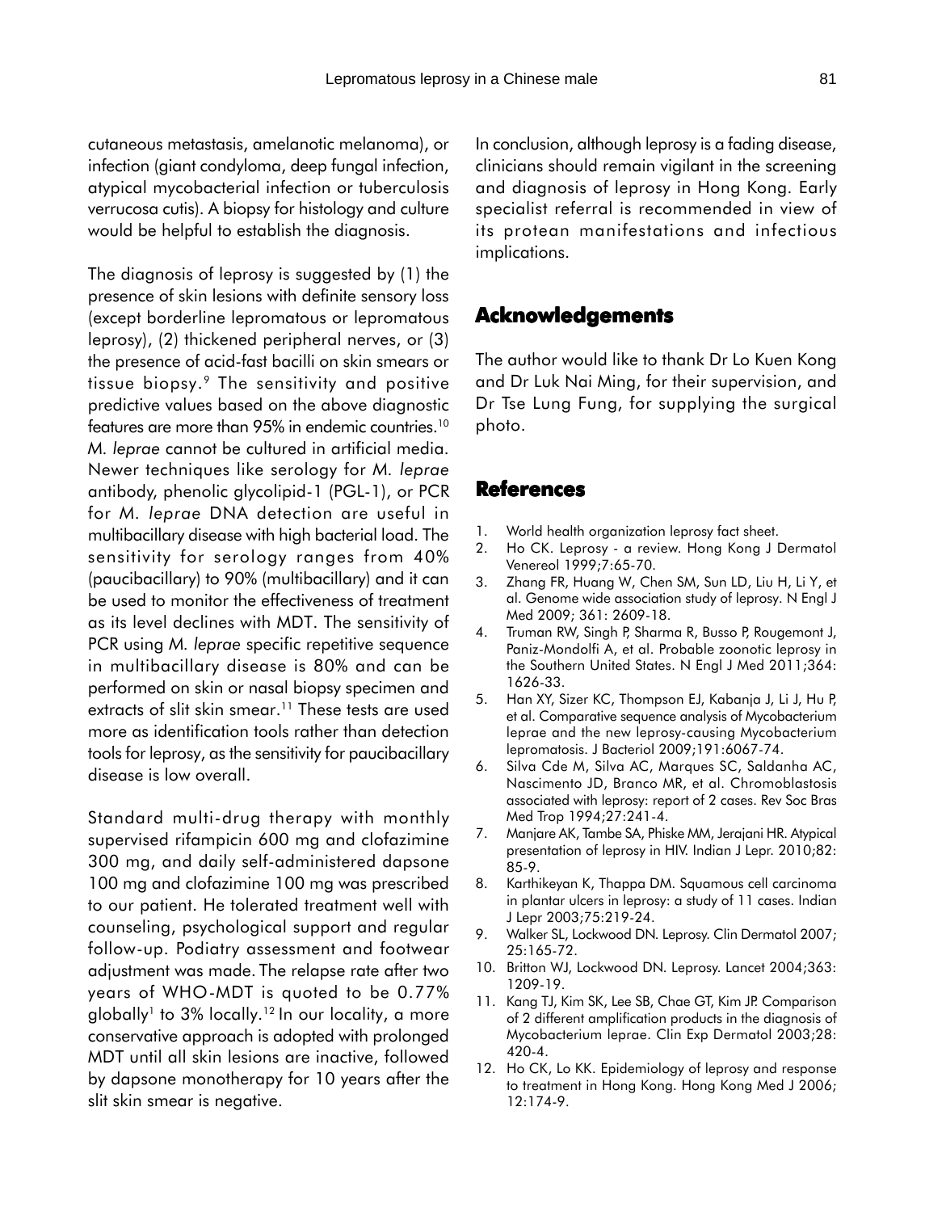cutaneous metastasis, amelanotic melanoma), or infection (giant condyloma, deep fungal infection, atypical mycobacterial infection or tuberculosis verrucosa cutis). A biopsy for histology and culture would be helpful to establish the diagnosis.

The diagnosis of leprosy is suggested by (1) the presence of skin lesions with definite sensory loss (except borderline lepromatous or lepromatous leprosy), (2) thickened peripheral nerves, or (3) the presence of acid-fast bacilli on skin smears or tissue biopsy.[9] The sensitivity and positive predictive values based on the above diagnostic features are more than 95% in endemic countries.[10] *M. leprae* cannot be cultured in artificial media. Newer techniques like serology for *M. leprae* antibody, phenolic glycolipid-1 (PGL-1), or PCR for *M. leprae* DNA detection are useful in multibacillary disease with high bacterial load. The sensitivity for serology ranges from 40% (paucibacillary) to 90% (multibacillary) and it can be used to monitor the effectiveness of treatment as its level declines with MDT. The sensitivity of PCR using *M. leprae* specific repetitive sequence in multibacillary disease is 80% and can be performed on skin or nasal biopsy specimen and extracts of slit skin smear.[11] These tests are used more as identification tools rather than detection tools for leprosy, as the sensitivity for paucibacillary disease is low overall.

Standard multi-drug therapy with monthly supervised rifampicin 600 mg and clofazimine 300 mg, and daily self-administered dapsone 100 mg and clofazimine 100 mg was prescribed to our patient. He tolerated treatment well with counseling, psychological support and regular follow-up. Podiatry assessment and footwear adjustment was made. The relapse rate after two years of WHO-MDT is quoted to be 0.77% globally[1] to 3% locally.[12] In our locality, a more conservative approach is adopted with prolonged MDT until all skin lesions are inactive, followed by dapsone monotherapy for 10 years after the slit skin smear is negative.

In conclusion, although leprosy is a fading disease, clinicians should remain vigilant in the screening and diagnosis of leprosy in Hong Kong. Early specialist referral is recommended in view of its protean manifestations and infectious implications.

## Acknowledgements

The author would like to thank Dr Lo Kuen Kong and Dr Luk Nai Ming, for their supervision, and Dr Tse Lung Fung, for supplying the surgical photo.

## References

1. World health organization leprosy fact sheet.
2. Ho CK. Leprosy - a review. Hong Kong J Dermatol Venereol 1999;7:65-70.
3. Zhang FR, Huang W, Chen SM, Sun LD, Liu H, Li Y, et al. Genome wide association study of leprosy. N Engl J Med 2009; 361: 2609-18.
4. Truman RW, Singh P, Sharma R, Busso P, Rougemont J, Paniz-Mondolfi A, et al. Probable zoonotic leprosy in the Southern United States. N Engl J Med 2011;364: 1626-33.
5. Han XY, Sizer KC, Thompson EJ, Kabanja J, Li J, Hu P, et al. Comparative sequence analysis of Mycobacterium leprae and the new leprosy-causing Mycobacterium lepromatosis. J Bacteriol 2009;191:6067-74.
6. Silva Cde M, Silva AC, Marques SC, Saldanha AC, Nascimento JD, Branco MR, et al. Chromoblastosis associated with leprosy: report of 2 cases. Rev Soc Bras Med Trop 1994;27:241-4.
7. Manjare AK, Tambe SA, Phiske MM, Jerajani HR. Atypical presentation of leprosy in HIV. Indian J Lepr. 2010;82: 85-9.
8. Karthikeyan K, Thappa DM. Squamous cell carcinoma in plantar ulcers in leprosy: a study of 11 cases. Indian J Lepr 2003;75:219-24.
9. Walker SL, Lockwood DN. Leprosy. Clin Dermatol 2007; 25:165-72.
10. Britton WJ, Lockwood DN. Leprosy. Lancet 2004;363: 1209-19.
11. Kang TJ, Kim SK, Lee SB, Chae GT, Kim JP. Comparison of 2 different amplification products in the diagnosis of Mycobacterium leprae. Clin Exp Dermatol 2003;28: 420-4.
12. Ho CK, Lo KK. Epidemiology of leprosy and response to treatment in Hong Kong. Hong Kong Med J 2006; 12:174-9.